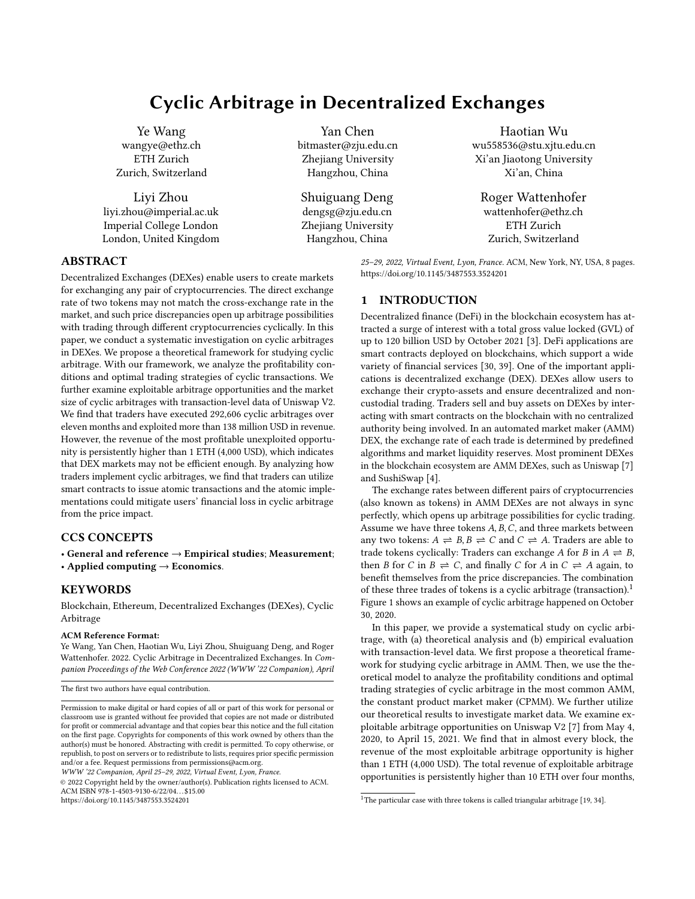# Cyclic Arbitrage in Decentralized Exchanges

Ye Wang
wangye@ethz.ch
ETH Zurich
Zurich, Switzerland

Yan Chen
bitmaster@zju.edu.cn
Zhejiang University
Hangzhou, China

Haotian Wu
wu558536@stu.xjtu.edu.cn
Xi'an Jiaotong University
Xi'an, China

Liyi Zhou
liyi.zhou@imperial.ac.uk
Imperial College London
London, United Kingdom

Shuiguang Deng
dengsg@zju.edu.cn
Zhejiang University
Hangzhou, China

Roger Wattenhofer
wattenhofer@ethz.ch
ETH Zurich
Zurich, Switzerland

## ABSTRACT

Decentralized Exchanges (DEXes) enable users to create markets for exchanging any pair of cryptocurrencies. The direct exchange rate of two tokens may not match the cross-exchange rate in the market, and such price discrepancies open up arbitrage possibilities with trading through different cryptocurrencies cyclically. In this paper, we conduct a systematic investigation on cyclic arbitrages in DEXes. We propose a theoretical framework for studying cyclic arbitrage. With our framework, we analyze the profitability conditions and optimal trading strategies of cyclic transactions. We further examine exploitable arbitrage opportunities and the market size of cyclic arbitrages with transaction-level data of Uniswap V2. We find that traders have executed 292,606 cyclic arbitrages over eleven months and exploited more than 138 million USD in revenue. However, the revenue of the most profitable unexploited opportunity is persistently higher than 1 ETH (4,000 USD), which indicates that DEX markets may not be efficient enough. By analyzing how traders implement cyclic arbitrages, we find that traders can utilize smart contracts to issue atomic transactions and the atomic implementations could mitigate users' financial loss in cyclic arbitrage from the price impact.

## CCS CONCEPTS

- **General and reference** → **Empirical studies**; **Measurement**;
- **Applied computing** → **Economics**.

## KEYWORDS

Blockchain, Ethereum, Decentralized Exchanges (DEXes), Cyclic Arbitrage

**ACM Reference Format:**
Ye Wang, Yan Chen, Haotian Wu, Liyi Zhou, Shuiguang Deng, and Roger Wattenhofer. 2022. Cyclic Arbitrage in Decentralized Exchanges. In *Companion Proceedings of the Web Conference 2022 (WWW '22 Companion), April 25–29, 2022, Virtual Event, Lyon, France.* ACM, New York, NY, USA, 8 pages. https://doi.org/10.1145/3487553.3524201

The first two authors have equal contribution.

Permission to make digital or hard copies of all or part of this work for personal or classroom use is granted without fee provided that copies are not made or distributed for profit or commercial advantage and that copies bear this notice and the full citation on the first page. Copyrights for components of this work owned by others than the author(s) must be honored. Abstracting with credit is permitted. To copy otherwise, or republish, to post on servers or to redistribute to lists, requires prior specific permission and/or a fee. Request permissions from permissions@acm.org.
*WWW '22 Companion, April 25–29, 2022, Virtual Event, Lyon, France.*
© 2022 Copyright held by the owner/author(s). Publication rights licensed to ACM.
ACM ISBN 978-1-4503-9130-6/22/04...$15.00
https://doi.org/10.1145/3487553.3524201

## 1 INTRODUCTION

Decentralized finance (DeFi) in the blockchain ecosystem has attracted a surge of interest with a total gross value locked (GVL) of up to 120 billion USD by October 2021 [3]. DeFi applications are smart contracts deployed on blockchains, which support a wide variety of financial services [30, 39]. One of the important applications is decentralized exchange (DEX). DEXes allow users to exchange their crypto-assets and ensure decentralized and non-custodial trading. Traders sell and buy assets on DEXes by interacting with smart contracts on the blockchain with no centralized authority being involved. In an automated market maker (AMM) DEX, the exchange rate of each trade is determined by predefined algorithms and market liquidity reserves. Most prominent DEXes in the blockchain ecosystem are AMM DEXes, such as Uniswap [7] and SushiSwap [4].

The exchange rates between different pairs of cryptocurrencies (also known as tokens) in AMM DEXes are not always in sync perfectly, which opens up arbitrage possibilities for cyclic trading. Assume we have three tokens $A, B, C$, and three markets between any two tokens: $A \rightleftharpoons B, B \rightleftharpoons C$ and $C \rightleftharpoons A$. Traders are able to trade tokens cyclically: Traders can exchange $A$ for $B$ in $A \rightleftharpoons B$, then $B$ for $C$ in $B \rightleftharpoons C$, and finally $C$ for $A$ in $C \rightleftharpoons A$ again, to benefit themselves from the price discrepancies. The combination of these three trades of tokens is a cyclic arbitrage (transaction).[1] Figure 1 shows an example of cyclic arbitrage happened on October 30, 2020.

In this paper, we provide a systematical study on cyclic arbitrage, with (a) theoretical analysis and (b) empirical evaluation with transaction-level data. We first propose a theoretical framework for studying cyclic arbitrage in AMM. Then, we use the theoretical model to analyze the profitability conditions and optimal trading strategies of cyclic arbitrage in the most common AMM, the constant product market maker (CPMM). We further utilize our theoretical results to investigate market data. We examine exploitable arbitrage opportunities on Uniswap V2 [7] from May 4, 2020, to April 15, 2021. We find that in almost every block, the revenue of the most exploitable arbitrage opportunity is higher than 1 ETH (4,000 USD). The total revenue of exploitable arbitrage opportunities is persistently higher than 10 ETH over four months,

[1] The particular case with three tokens is called triangular arbitrage [19, 34].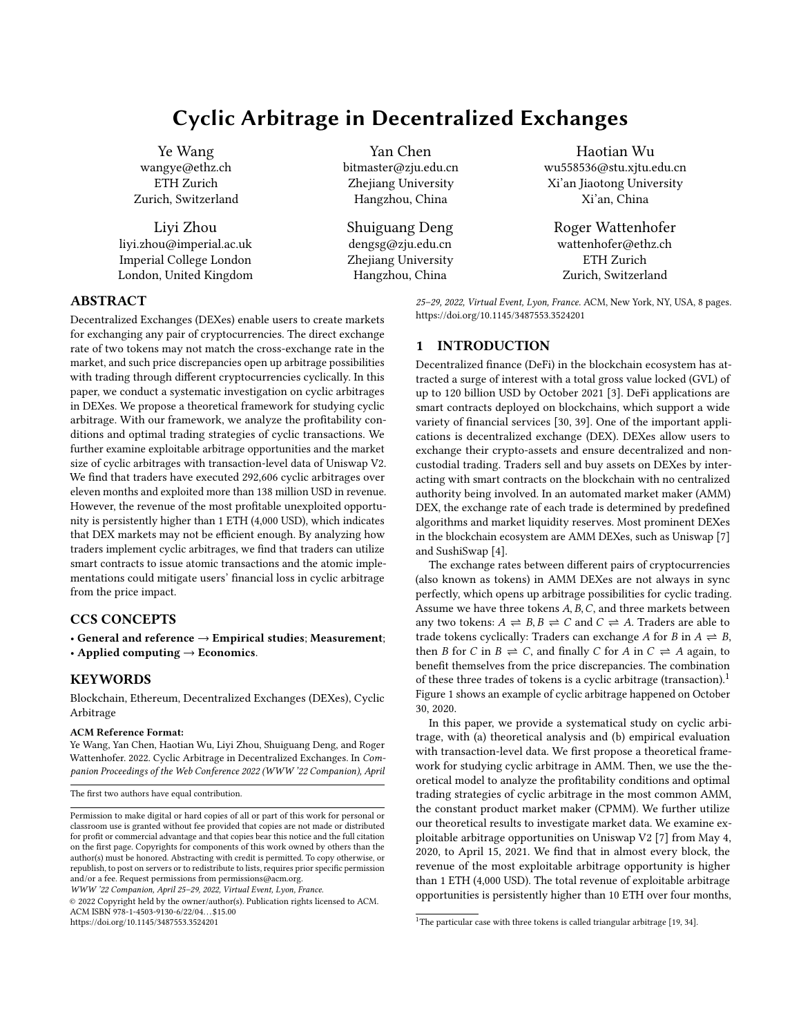# Cyclic Arbitrage in Decentralized Exchanges

Ye Wang
wangye@ethz.ch
ETH Zurich
Zurich, Switzerland

Yan Chen
bitmaster@zju.edu.cn
Zhejiang University
Hangzhou, China

Haotian Wu
wu558536@stu.xjtu.edu.cn
Xi'an Jiaotong University
Xi'an, China

Liyi Zhou
liyi.zhou@imperial.ac.uk
Imperial College London
London, United Kingdom

Shuiguang Deng
dengsg@zju.edu.cn
Zhejiang University
Hangzhou, China

Roger Wattenhofer
wattenhofer@ethz.ch
ETH Zurich
Zurich, Switzerland

## ABSTRACT

Decentralized Exchanges (DEXes) enable users to create markets for exchanging any pair of cryptocurrencies. The direct exchange rate of two tokens may not match the cross-exchange rate in the market, and such price discrepancies open up arbitrage possibilities with trading through different cryptocurrencies cyclically. In this paper, we conduct a systematic investigation on cyclic arbitrages in DEXes. We propose a theoretical framework for studying cyclic arbitrage. With our framework, we analyze the profitability conditions and optimal trading strategies of cyclic transactions. We further examine exploitable arbitrage opportunities and the market size of cyclic arbitrages with transaction-level data of Uniswap V2. We find that traders have executed 292,606 cyclic arbitrages over eleven months and exploited more than 138 million USD in revenue. However, the revenue of the most profitable unexploited opportunity is persistently higher than 1 ETH (4,000 USD), which indicates that DEX markets may not be efficient enough. By analyzing how traders implement cyclic arbitrages, we find that traders can utilize smart contracts to issue atomic transactions and the atomic implementations could mitigate users' financial loss in cyclic arbitrage from the price impact.

## CCS CONCEPTS

• **General and reference** → **Empirical studies**; **Measurement**; • **Applied computing** → **Economics**.

## KEYWORDS

Blockchain, Ethereum, Decentralized Exchanges (DEXes), Cyclic Arbitrage

**ACM Reference Format:**
Ye Wang, Yan Chen, Haotian Wu, Liyi Zhou, Shuiguang Deng, and Roger Wattenhofer. 2022. Cyclic Arbitrage in Decentralized Exchanges. In *Companion Proceedings of the Web Conference 2022 (WWW '22 Companion), April 25–29, 2022, Virtual Event, Lyon, France.* ACM, New York, NY, USA, 8 pages. https://doi.org/10.1145/3487553.3524201

The first two authors have equal contribution.

Permission to make digital or hard copies of all or part of this work for personal or classroom use is granted without fee provided that copies are not made or distributed for profit or commercial advantage and that copies bear this notice and the full citation on the first page. Copyrights for components of this work owned by others than the author(s) must be honored. Abstracting with credit is permitted. To copy otherwise, or republish, to post on servers or to redistribute to lists, requires prior specific permission and/or a fee. Request permissions from permissions@acm.org.
*WWW '22 Companion, April 25–29, 2022, Virtual Event, Lyon, France.*
© 2022 Copyright held by the owner/author(s). Publication rights licensed to ACM.
ACM ISBN 978-1-4503-9130-6/22/04...$15.00
https://doi.org/10.1145/3487553.3524201

## 1 INTRODUCTION

Decentralized finance (DeFi) in the blockchain ecosystem has attracted a surge of interest with a total gross value locked (GVL) of up to 120 billion USD by October 2021 [3]. DeFi applications are smart contracts deployed on blockchains, which support a wide variety of financial services [30, 39]. One of the important applications is decentralized exchange (DEX). DEXes allow users to exchange their crypto-assets and ensure decentralized and non-custodial trading. Traders sell and buy assets on DEXes by interacting with smart contracts on the blockchain with no centralized authority being involved. In an automated market maker (AMM) DEX, the exchange rate of each trade is determined by predefined algorithms and market liquidity reserves. Most prominent DEXes in the blockchain ecosystem are AMM DEXes, such as Uniswap [7] and SushiSwap [4].

The exchange rates between different pairs of cryptocurrencies (also known as tokens) in AMM DEXes are not always in sync perfectly, which opens up arbitrage possibilities for cyclic trading. Assume we have three tokens $A, B, C$, and three markets between any two tokens: $A \rightleftharpoons B, B \rightleftharpoons C$ and $C \rightleftharpoons A$. Traders are able to trade tokens cyclically: Traders can exchange $A$ for $B$ in $A \rightleftharpoons B$, then $B$ for $C$ in $B \rightleftharpoons C$, and finally $C$ for $A$ in $C \rightleftharpoons A$ again, to benefit themselves from the price discrepancies. The combination of these three trades of tokens is a cyclic arbitrage (transaction).[1] Figure 1 shows an example of cyclic arbitrage happened on October 30, 2020.

In this paper, we provide a systematical study on cyclic arbitrage, with (a) theoretical analysis and (b) empirical evaluation with transaction-level data. We first propose a theoretical framework for studying cyclic arbitrage in AMM. Then, we use the theoretical model to analyze the profitability conditions and optimal trading strategies of cyclic arbitrage in the most common AMM, the constant product market maker (CPMM). We further utilize our theoretical results to investigate market data. We examine exploitable arbitrage opportunities on Uniswap V2 [7] from May 4, 2020, to April 15, 2021. We find that in almost every block, the revenue of the most exploitable arbitrage opportunity is higher than 1 ETH (4,000 USD). The total revenue of exploitable arbitrage opportunities is persistently higher than 10 ETH over four months,

[1] The particular case with three tokens is called triangular arbitrage [19, 34].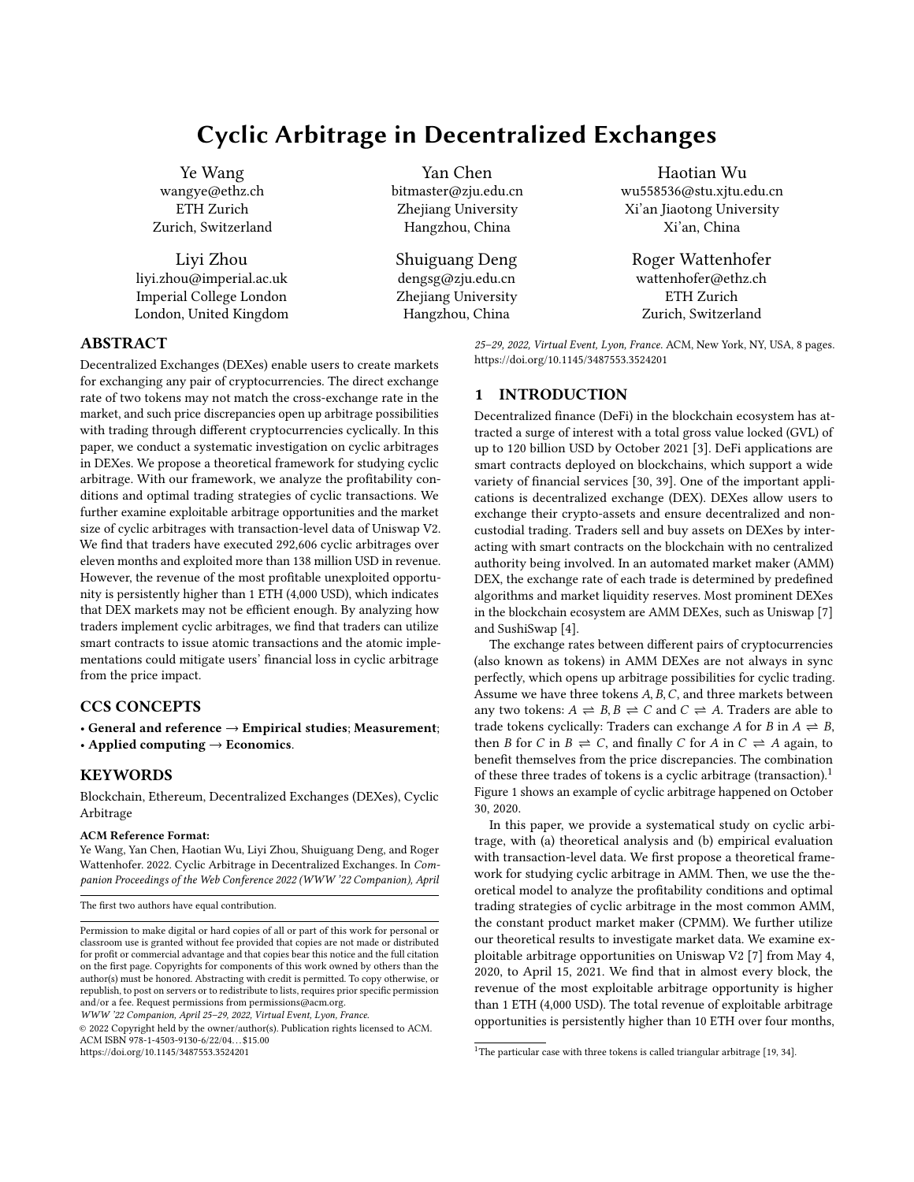# Cyclic Arbitrage in Decentralized Exchanges

Ye Wang
wangye@ethz.ch
ETH Zurich
Zurich, Switzerland

Yan Chen
bitmaster@zju.edu.cn
Zhejiang University
Hangzhou, China

Haotian Wu
wu558536@stu.xjtu.edu.cn
Xi'an Jiaotong University
Xi'an, China

Liyi Zhou
liyi.zhou@imperial.ac.uk
Imperial College London
London, United Kingdom

Shuiguang Deng
dengsg@zju.edu.cn
Zhejiang University
Hangzhou, China

Roger Wattenhofer
wattenhofer@ethz.ch
ETH Zurich
Zurich, Switzerland

## ABSTRACT

Decentralized Exchanges (DEXes) enable users to create markets for exchanging any pair of cryptocurrencies. The direct exchange rate of two tokens may not match the cross-exchange rate in the market, and such price discrepancies open up arbitrage possibilities with trading through different cryptocurrencies cyclically. In this paper, we conduct a systematic investigation on cyclic arbitrages in DEXes. We propose a theoretical framework for studying cyclic arbitrage. With our framework, we analyze the profitability conditions and optimal trading strategies of cyclic transactions. We further examine exploitable arbitrage opportunities and the market size of cyclic arbitrages with transaction-level data of Uniswap V2. We find that traders have executed 292,606 cyclic arbitrages over eleven months and exploited more than 138 million USD in revenue. However, the revenue of the most profitable unexploited opportunity is persistently higher than 1 ETH (4,000 USD), which indicates that DEX markets may not be efficient enough. By analyzing how traders implement cyclic arbitrages, we find that traders can utilize smart contracts to issue atomic transactions and the atomic implementations could mitigate users' financial loss in cyclic arbitrage from the price impact.

## CCS CONCEPTS

• **General and reference → Empirical studies**; **Measurement**; • **Applied computing → Economics**.

## KEYWORDS

Blockchain, Ethereum, Decentralized Exchanges (DEXes), Cyclic Arbitrage

**ACM Reference Format:**
Ye Wang, Yan Chen, Haotian Wu, Liyi Zhou, Shuiguang Deng, and Roger Wattenhofer. 2022. Cyclic Arbitrage in Decentralized Exchanges. In *Companion Proceedings of the Web Conference 2022 (WWW '22 Companion), April 25–29, 2022, Virtual Event, Lyon, France.* ACM, New York, NY, USA, 8 pages. https://doi.org/10.1145/3487553.3524201

The first two authors have equal contribution.

Permission to make digital or hard copies of all or part of this work for personal or classroom use is granted without fee provided that copies are not made or distributed for profit or commercial advantage and that copies bear this notice and the full citation on the first page. Copyrights for components of this work owned by others than the author(s) must be honored. Abstracting with credit is permitted. To copy otherwise, or republish, to post on servers or to redistribute to lists, requires prior specific permission and/or a fee. Request permissions from permissions@acm.org.
*WWW '22 Companion, April 25–29, 2022, Virtual Event, Lyon, France.*
© 2022 Copyright held by the owner/author(s). Publication rights licensed to ACM.
ACM ISBN 978-1-4503-9130-6/22/04…$15.00
https://doi.org/10.1145/3487553.3524201

## 1 INTRODUCTION

Decentralized finance (DeFi) in the blockchain ecosystem has attracted a surge of interest with a total gross value locked (GVL) of up to 120 billion USD by October 2021 [3]. DeFi applications are smart contracts deployed on blockchains, which support a wide variety of financial services [30, 39]. One of the important applications is decentralized exchange (DEX). DEXes allow users to exchange their crypto-assets and ensure decentralized and non-custodial trading. Traders sell and buy assets on DEXes by interacting with smart contracts on the blockchain with no centralized authority being involved. In an automated market maker (AMM) DEX, the exchange rate of each trade is determined by predefined algorithms and market liquidity reserves. Most prominent DEXes in the blockchain ecosystem are AMM DEXes, such as Uniswap [7] and SushiSwap [4].

The exchange rates between different pairs of cryptocurrencies (also known as tokens) in AMM DEXes are not always in sync perfectly, which opens up arbitrage possibilities for cyclic trading. Assume we have three tokens $A, B, C$, and three markets between any two tokens: $A \rightleftharpoons B, B \rightleftharpoons C$ and $C \rightleftharpoons A$. Traders are able to trade tokens cyclically: Traders can exchange $A$ for $B$ in $A \rightleftharpoons B$, then $B$ for $C$ in $B \rightleftharpoons C$, and finally $C$ for $A$ in $C \rightleftharpoons A$ again, to benefit themselves from the price discrepancies. The combination of these three trades of tokens is a cyclic arbitrage (transaction).[1] Figure 1 shows an example of cyclic arbitrage happened on October 30, 2020.

In this paper, we provide a systematical study on cyclic arbitrage, with (a) theoretical analysis and (b) empirical evaluation with transaction-level data. We first propose a theoretical framework for studying cyclic arbitrage in AMM. Then, we use the theoretical model to analyze the profitability conditions and optimal trading strategies of cyclic arbitrage in the most common AMM, the constant product market maker (CPMM). We further utilize our theoretical results to investigate market data. We examine exploitable arbitrage opportunities on Uniswap V2 [7] from May 4, 2020, to April 15, 2021. We find that in almost every block, the revenue of the most exploitable arbitrage opportunity is higher than 1 ETH (4,000 USD). The total revenue of exploitable arbitrage opportunities is persistently higher than 10 ETH over four months,

[1] The particular case with three tokens is called triangular arbitrage [19, 34].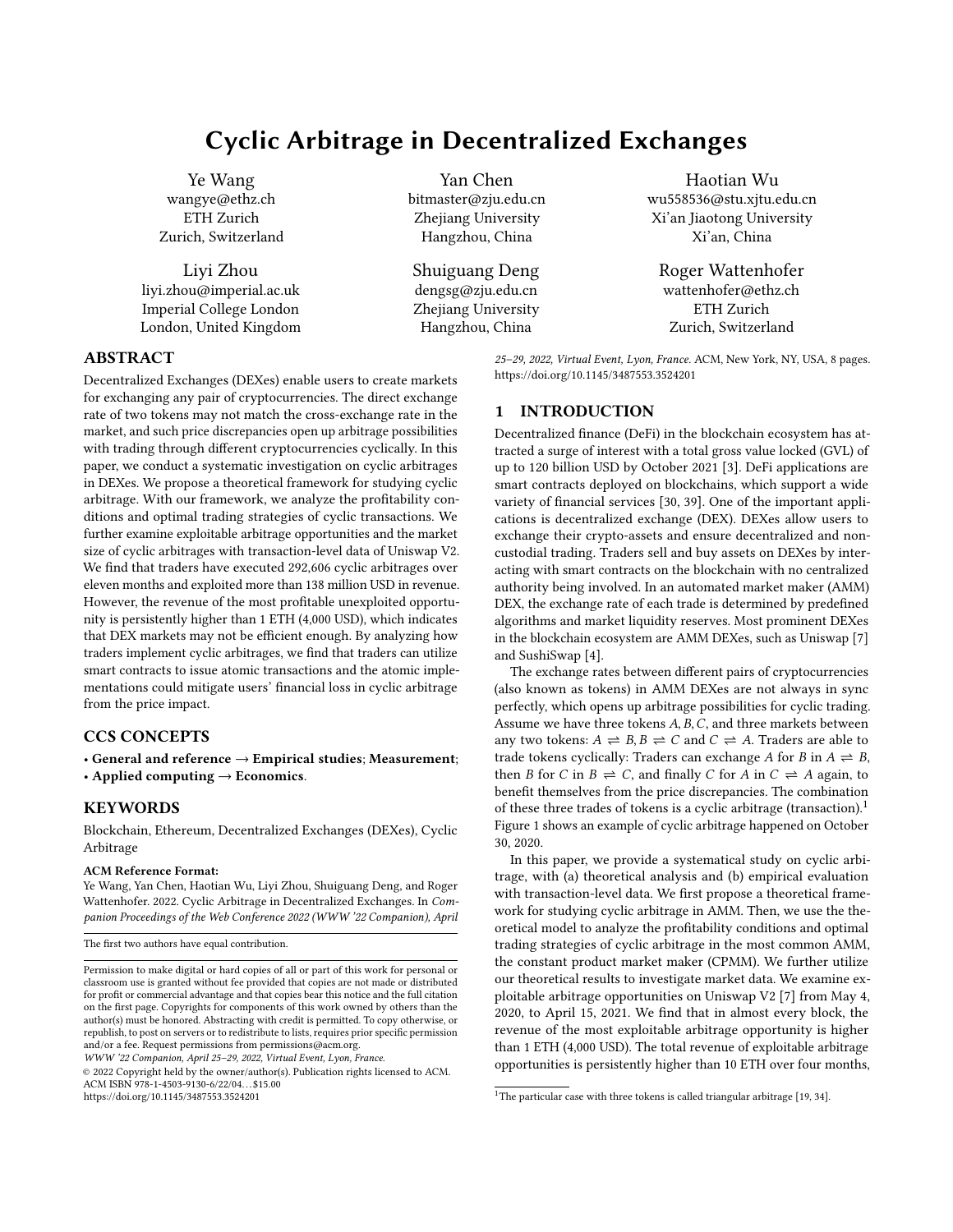# Cyclic Arbitrage in Decentralized Exchanges

Ye Wang
wangye@ethz.ch
ETH Zurich
Zurich, Switzerland

Yan Chen
bitmaster@zju.edu.cn
Zhejiang University
Hangzhou, China

Haotian Wu
wu558536@stu.xjtu.edu.cn
Xi'an Jiaotong University
Xi'an, China

Liyi Zhou
liyi.zhou@imperial.ac.uk
Imperial College London
London, United Kingdom

Shuiguang Deng
dengsg@zju.edu.cn
Zhejiang University
Hangzhou, China

Roger Wattenhofer
wattenhofer@ethz.ch
ETH Zurich
Zurich, Switzerland

## ABSTRACT

Decentralized Exchanges (DEXes) enable users to create markets for exchanging any pair of cryptocurrencies. The direct exchange rate of two tokens may not match the cross-exchange rate in the market, and such price discrepancies open up arbitrage possibilities with trading through different cryptocurrencies cyclically. In this paper, we conduct a systematic investigation on cyclic arbitrages in DEXes. We propose a theoretical framework for studying cyclic arbitrage. With our framework, we analyze the profitability conditions and optimal trading strategies of cyclic transactions. We further examine exploitable arbitrage opportunities and the market size of cyclic arbitrages with transaction-level data of Uniswap V2. We find that traders have executed 292,606 cyclic arbitrages over eleven months and exploited more than 138 million USD in revenue. However, the revenue of the most profitable unexploited opportunity is persistently higher than 1 ETH (4,000 USD), which indicates that DEX markets may not be efficient enough. By analyzing how traders implement cyclic arbitrages, we find that traders can utilize smart contracts to issue atomic transactions and the atomic implementations could mitigate users' financial loss in cyclic arbitrage from the price impact.

## CCS CONCEPTS

• **General and reference** → **Empirical studies**; **Measurement**; • **Applied computing** → **Economics**.

## KEYWORDS

Blockchain, Ethereum, Decentralized Exchanges (DEXes), Cyclic Arbitrage

**ACM Reference Format:**
Ye Wang, Yan Chen, Haotian Wu, Liyi Zhou, Shuiguang Deng, and Roger Wattenhofer. 2022. Cyclic Arbitrage in Decentralized Exchanges. In *Companion Proceedings of the Web Conference 2022 (WWW '22 Companion), April 25–29, 2022, Virtual Event, Lyon, France.* ACM, New York, NY, USA, 8 pages. https://doi.org/10.1145/3487553.3524201

The first two authors have equal contribution.

Permission to make digital or hard copies of all or part of this work for personal or classroom use is granted without fee provided that copies are not made or distributed for profit or commercial advantage and that copies bear this notice and the full citation on the first page. Copyrights for components of this work owned by others than the author(s) must be honored. Abstracting with credit is permitted. To copy otherwise, or republish, to post on servers or to redistribute to lists, requires prior specific permission and/or a fee. Request permissions from permissions@acm.org.
*WWW '22 Companion, April 25–29, 2022, Virtual Event, Lyon, France.*
© 2022 Copyright held by the owner/author(s). Publication rights licensed to ACM.
ACM ISBN 978-1-4503-9130-6/22/04…$15.00
https://doi.org/10.1145/3487553.3524201

## 1 INTRODUCTION

Decentralized finance (DeFi) in the blockchain ecosystem has attracted a surge of interest with a total gross value locked (GVL) of up to 120 billion USD by October 2021 [3]. DeFi applications are smart contracts deployed on blockchains, which support a wide variety of financial services [30, 39]. One of the important applications is decentralized exchange (DEX). DEXes allow users to exchange their crypto-assets and ensure decentralized and non-custodial trading. Traders sell and buy assets on DEXes by interacting with smart contracts on the blockchain with no centralized authority being involved. In an automated market maker (AMM) DEX, the exchange rate of each trade is determined by predefined algorithms and market liquidity reserves. Most prominent DEXes in the blockchain ecosystem are AMM DEXes, such as Uniswap [7] and SushiSwap [4].

The exchange rates between different pairs of cryptocurrencies (also known as tokens) in AMM DEXes are not always in sync perfectly, which opens up arbitrage possibilities for cyclic trading. Assume we have three tokens $A, B, C$, and three markets between any two tokens: $A \rightleftharpoons B, B \rightleftharpoons C$ and $C \rightleftharpoons A$. Traders are able to trade tokens cyclically: Traders can exchange $A$ for $B$ in $A \rightleftharpoons B$, then $B$ for $C$ in $B \rightleftharpoons C$, and finally $C$ for $A$ in $C \rightleftharpoons A$ again, to benefit themselves from the price discrepancies. The combination of these three trades of tokens is a cyclic arbitrage (transaction).[1] Figure 1 shows an example of cyclic arbitrage happened on October 30, 2020.

In this paper, we provide a systematical study on cyclic arbitrage, with (a) theoretical analysis and (b) empirical evaluation with transaction-level data. We first propose a theoretical framework for studying cyclic arbitrage in AMM. Then, we use the theoretical model to analyze the profitability conditions and optimal trading strategies of cyclic arbitrage in the most common AMM, the constant product market maker (CPMM). We further utilize our theoretical results to investigate market data. We examine exploitable arbitrage opportunities on Uniswap V2 [7] from May 4, 2020, to April 15, 2021. We find that in almost every block, the revenue of the most exploitable arbitrage opportunity is higher than 1 ETH (4,000 USD). The total revenue of exploitable arbitrage opportunities is persistently higher than 10 ETH over four months,

[1] The particular case with three tokens is called triangular arbitrage [19, 34].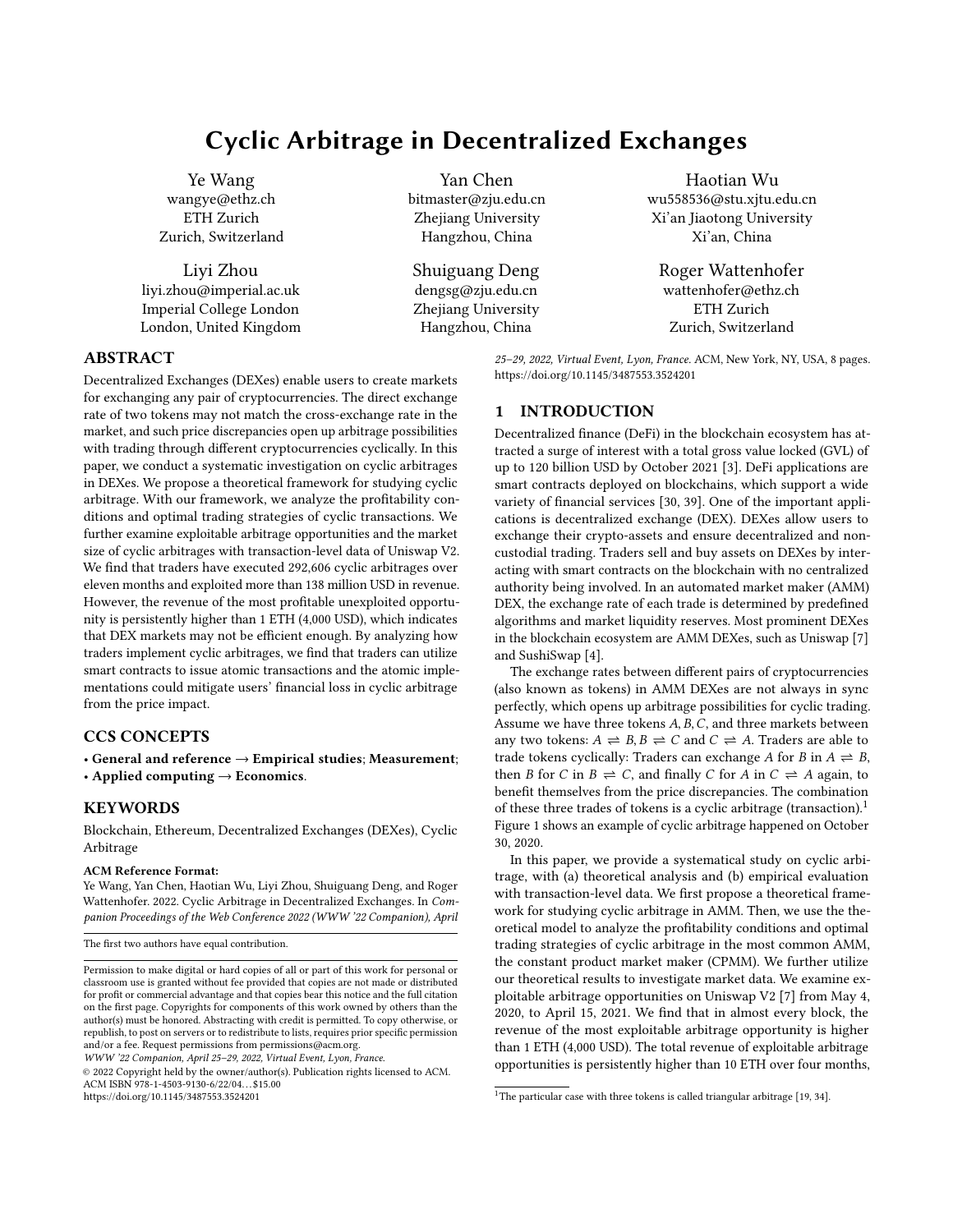# Cyclic Arbitrage in Decentralized Exchanges

Ye Wang
wangye@ethz.ch
ETH Zurich
Zurich, Switzerland

Yan Chen
bitmaster@zju.edu.cn
Zhejiang University
Hangzhou, China

Haotian Wu
wu558536@stu.xjtu.edu.cn
Xi'an Jiaotong University
Xi'an, China

Liyi Zhou
liyi.zhou@imperial.ac.uk
Imperial College London
London, United Kingdom

Shuiguang Deng
dengsg@zju.edu.cn
Zhejiang University
Hangzhou, China

Roger Wattenhofer
wattenhofer@ethz.ch
ETH Zurich
Zurich, Switzerland

## ABSTRACT

Decentralized Exchanges (DEXes) enable users to create markets for exchanging any pair of cryptocurrencies. The direct exchange rate of two tokens may not match the cross-exchange rate in the market, and such price discrepancies open up arbitrage possibilities with trading through different cryptocurrencies cyclically. In this paper, we conduct a systematic investigation on cyclic arbitrages in DEXes. We propose a theoretical framework for studying cyclic arbitrage. With our framework, we analyze the profitability conditions and optimal trading strategies of cyclic transactions. We further examine exploitable arbitrage opportunities and the market size of cyclic arbitrages with transaction-level data of Uniswap V2. We find that traders have executed 292,606 cyclic arbitrages over eleven months and exploited more than 138 million USD in revenue. However, the revenue of the most profitable unexploited opportunity is persistently higher than 1 ETH (4,000 USD), which indicates that DEX markets may not be efficient enough. By analyzing how traders implement cyclic arbitrages, we find that traders can utilize smart contracts to issue atomic transactions and the atomic implementations could mitigate users' financial loss in cyclic arbitrage from the price impact.

## CCS CONCEPTS

• **General and reference** → **Empirical studies**; **Measurement**; • **Applied computing** → **Economics**.

## KEYWORDS

Blockchain, Ethereum, Decentralized Exchanges (DEXes), Cyclic Arbitrage

**ACM Reference Format:**
Ye Wang, Yan Chen, Haotian Wu, Liyi Zhou, Shuiguang Deng, and Roger Wattenhofer. 2022. Cyclic Arbitrage in Decentralized Exchanges. In *Companion Proceedings of the Web Conference 2022 (WWW '22 Companion), April 25–29, 2022, Virtual Event, Lyon, France.* ACM, New York, NY, USA, 8 pages. https://doi.org/10.1145/3487553.3524201

The first two authors have equal contribution.

Permission to make digital or hard copies of all or part of this work for personal or classroom use is granted without fee provided that copies are not made or distributed for profit or commercial advantage and that copies bear this notice and the full citation on the first page. Copyrights for components of this work owned by others than the author(s) must be honored. Abstracting with credit is permitted. To copy otherwise, or republish, to post on servers or to redistribute to lists, requires prior specific permission and/or a fee. Request permissions from permissions@acm.org.
*WWW '22 Companion, April 25–29, 2022, Virtual Event, Lyon, France.*
© 2022 Copyright held by the owner/author(s). Publication rights licensed to ACM.
ACM ISBN 978-1-4503-9130-6/22/04…$15.00
https://doi.org/10.1145/3487553.3524201

## 1 INTRODUCTION

Decentralized finance (DeFi) in the blockchain ecosystem has attracted a surge of interest with a total gross value locked (GVL) of up to 120 billion USD by October 2021 [3]. DeFi applications are smart contracts deployed on blockchains, which support a wide variety of financial services [30, 39]. One of the important applications is decentralized exchange (DEX). DEXes allow users to exchange their crypto-assets and ensure decentralized and non-custodial trading. Traders sell and buy assets on DEXes by interacting with smart contracts on the blockchain with no centralized authority being involved. In an automated market maker (AMM) DEX, the exchange rate of each trade is determined by predefined algorithms and market liquidity reserves. Most prominent DEXes in the blockchain ecosystem are AMM DEXes, such as Uniswap [7] and SushiSwap [4].

The exchange rates between different pairs of cryptocurrencies (also known as tokens) in AMM DEXes are not always in sync perfectly, which opens up arbitrage possibilities for cyclic trading. Assume we have three tokens $A, B, C$, and three markets between any two tokens: $A \rightleftharpoons B, B \rightleftharpoons C$ and $C \rightleftharpoons A$. Traders are able to trade tokens cyclically: Traders can exchange $A$ for $B$ in $A \rightleftharpoons B$, then $B$ for $C$ in $B \rightleftharpoons C$, and finally $C$ for $A$ in $C \rightleftharpoons A$ again, to benefit themselves from the price discrepancies. The combination of these three trades of tokens is a cyclic arbitrage (transaction).[1] Figure 1 shows an example of cyclic arbitrage happened on October 30, 2020.

In this paper, we provide a systematical study on cyclic arbitrage, with (a) theoretical analysis and (b) empirical evaluation with transaction-level data. We first propose a theoretical framework for studying cyclic arbitrage in AMM. Then, we use the theoretical model to analyze the profitability conditions and optimal trading strategies of cyclic arbitrage in the most common AMM, the constant product market maker (CPMM). We further utilize our theoretical results to investigate market data. We examine exploitable arbitrage opportunities on Uniswap V2 [7] from May 4, 2020, to April 15, 2021. We find that in almost every block, the revenue of the most exploitable arbitrage opportunity is higher than 1 ETH (4,000 USD). The total revenue of exploitable arbitrage opportunities is persistently higher than 10 ETH over four months,

[1] The particular case with three tokens is called triangular arbitrage [19, 34].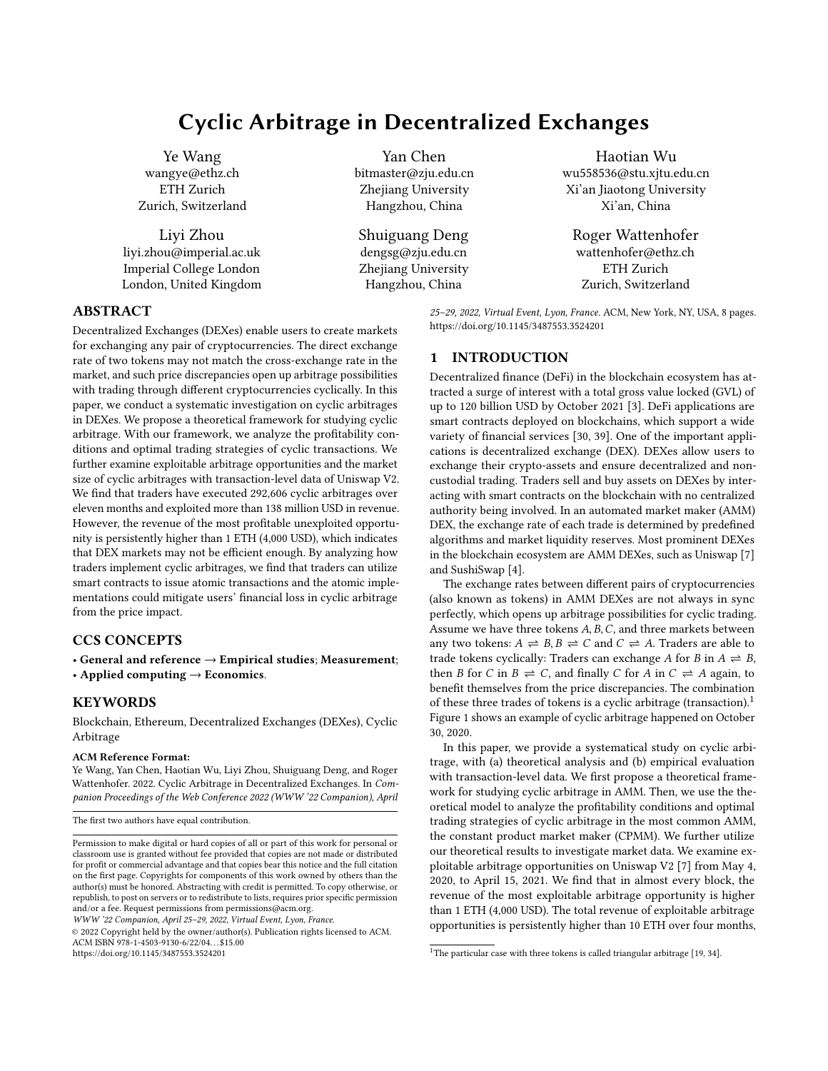# Cyclic Arbitrage in Decentralized Exchanges

Ye Wang
wangye@ethz.ch
ETH Zurich
Zurich, Switzerland

Yan Chen
bitmaster@zju.edu.cn
Zhejiang University
Hangzhou, China

Haotian Wu
wu558536@stu.xjtu.edu.cn
Xi'an Jiaotong University
Xi'an, China

Liyi Zhou
liyi.zhou@imperial.ac.uk
Imperial College London
London, United Kingdom

Shuiguang Deng
dengsg@zju.edu.cn
Zhejiang University
Hangzhou, China

Roger Wattenhofer
wattenhofer@ethz.ch
ETH Zurich
Zurich, Switzerland

## ABSTRACT

Decentralized Exchanges (DEXes) enable users to create markets for exchanging any pair of cryptocurrencies. The direct exchange rate of two tokens may not match the cross-exchange rate in the market, and such price discrepancies open up arbitrage possibilities with trading through different cryptocurrencies cyclically. In this paper, we conduct a systematic investigation on cyclic arbitrages in DEXes. We propose a theoretical framework for studying cyclic arbitrage. With our framework, we analyze the profitability conditions and optimal trading strategies of cyclic transactions. We further examine exploitable arbitrage opportunities and the market size of cyclic arbitrages with transaction-level data of Uniswap V2. We find that traders have executed 292,606 cyclic arbitrages over eleven months and exploited more than 138 million USD in revenue. However, the revenue of the most profitable unexploited opportunity is persistently higher than 1 ETH (4,000 USD), which indicates that DEX markets may not be efficient enough. By analyzing how traders implement cyclic arbitrages, we find that traders can utilize smart contracts to issue atomic transactions and the atomic implementations could mitigate users' financial loss in cyclic arbitrage from the price impact.

## CCS CONCEPTS

• **General and reference** → **Empirical studies**; **Measurement**; • **Applied computing** → **Economics**.

## KEYWORDS

Blockchain, Ethereum, Decentralized Exchanges (DEXes), Cyclic Arbitrage

**ACM Reference Format:**
Ye Wang, Yan Chen, Haotian Wu, Liyi Zhou, Shuiguang Deng, and Roger Wattenhofer. 2022. Cyclic Arbitrage in Decentralized Exchanges. In *Companion Proceedings of the Web Conference 2022 (WWW '22 Companion), April 25–29, 2022, Virtual Event, Lyon, France.* ACM, New York, NY, USA, 8 pages. https://doi.org/10.1145/3487553.3524201

The first two authors have equal contribution.

Permission to make digital or hard copies of all or part of this work for personal or classroom use is granted without fee provided that copies are not made or distributed for profit or commercial advantage and that copies bear this notice and the full citation on the first page. Copyrights for components of this work owned by others than the author(s) must be honored. Abstracting with credit is permitted. To copy otherwise, or republish, to post on servers or to redistribute to lists, requires prior specific permission and/or a fee. Request permissions from permissions@acm.org.
*WWW '22 Companion, April 25–29, 2022, Virtual Event, Lyon, France.*
© 2022 Copyright held by the owner/author(s). Publication rights licensed to ACM.
ACM ISBN 978-1-4503-9130-6/22/04...$15.00
https://doi.org/10.1145/3487553.3524201

## 1 INTRODUCTION

Decentralized finance (DeFi) in the blockchain ecosystem has attracted a surge of interest with a total gross value locked (GVL) of up to 120 billion USD by October 2021 [3]. DeFi applications are smart contracts deployed on blockchains, which support a wide variety of financial services [30, 39]. One of the important applications is decentralized exchange (DEX). DEXes allow users to exchange their crypto-assets and ensure decentralized and non-custodial trading. Traders sell and buy assets on DEXes by interacting with smart contracts on the blockchain with no centralized authority being involved. In an automated market maker (AMM) DEX, the exchange rate of each trade is determined by predefined algorithms and market liquidity reserves. Most prominent DEXes in the blockchain ecosystem are AMM DEXes, such as Uniswap [7] and SushiSwap [4].

The exchange rates between different pairs of cryptocurrencies (also known as tokens) in AMM DEXes are not always in sync perfectly, which opens up arbitrage possibilities for cyclic trading. Assume we have three tokens $A, B, C$, and three markets between any two tokens: $A \rightleftharpoons B, B \rightleftharpoons C$ and $C \rightleftharpoons A$. Traders are able to trade tokens cyclically: Traders can exchange $A$ for $B$ in $A \rightleftharpoons B$, then $B$ for $C$ in $B \rightleftharpoons C$, and finally $C$ for $A$ in $C \rightleftharpoons A$ again, to benefit themselves from the price discrepancies. The combination of these three trades of tokens is a cyclic arbitrage (transaction).[1] Figure 1 shows an example of cyclic arbitrage happened on October 30, 2020.

In this paper, we provide a systematical study on cyclic arbitrage, with (a) theoretical analysis and (b) empirical evaluation with transaction-level data. We first propose a theoretical framework for studying cyclic arbitrage in AMM. Then, we use the theoretical model to analyze the profitability conditions and optimal trading strategies of cyclic arbitrage in the most common AMM, the constant product market maker (CPMM). We further utilize our theoretical results to investigate market data. We examine exploitable arbitrage opportunities on Uniswap V2 [7] from May 4, 2020, to April 15, 2021. We find that in almost every block, the revenue of the most exploitable arbitrage opportunity is higher than 1 ETH (4,000 USD). The total revenue of exploitable arbitrage opportunities is persistently higher than 10 ETH over four months,

[1] The particular case with three tokens is called triangular arbitrage [19, 34].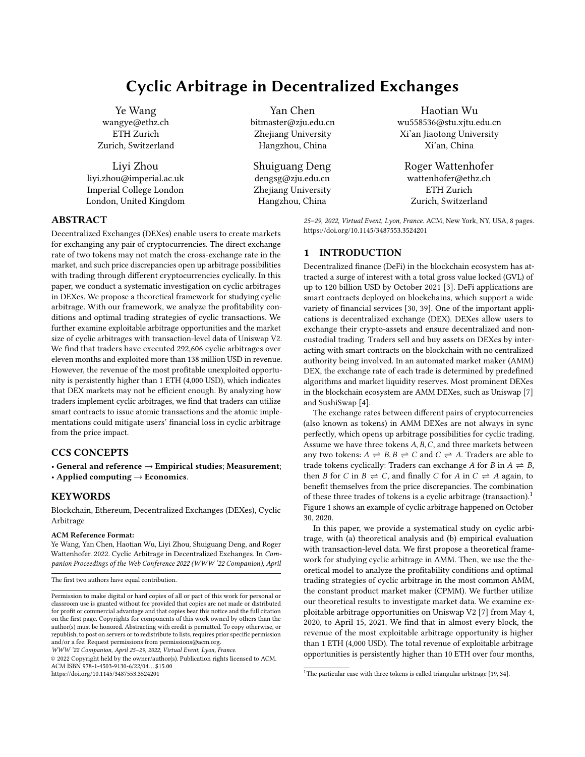# Cyclic Arbitrage in Decentralized Exchanges

Ye Wang
wangye@ethz.ch
ETH Zurich
Zurich, Switzerland

Yan Chen
bitmaster@zju.edu.cn
Zhejiang University
Hangzhou, China

Haotian Wu
wu558536@stu.xjtu.edu.cn
Xi'an Jiaotong University
Xi'an, China

Liyi Zhou
liyi.zhou@imperial.ac.uk
Imperial College London
London, United Kingdom

Shuiguang Deng
dengsg@zju.edu.cn
Zhejiang University
Hangzhou, China

Roger Wattenhofer
wattenhofer@ethz.ch
ETH Zurich
Zurich, Switzerland

## ABSTRACT

Decentralized Exchanges (DEXes) enable users to create markets for exchanging any pair of cryptocurrencies. The direct exchange rate of two tokens may not match the cross-exchange rate in the market, and such price discrepancies open up arbitrage possibilities with trading through different cryptocurrencies cyclically. In this paper, we conduct a systematic investigation on cyclic arbitrages in DEXes. We propose a theoretical framework for studying cyclic arbitrage. With our framework, we analyze the profitability conditions and optimal trading strategies of cyclic transactions. We further examine exploitable arbitrage opportunities and the market size of cyclic arbitrages with transaction-level data of Uniswap V2. We find that traders have executed 292,606 cyclic arbitrages over eleven months and exploited more than 138 million USD in revenue. However, the revenue of the most profitable unexploited opportunity is persistently higher than 1 ETH (4,000 USD), which indicates that DEX markets may not be efficient enough. By analyzing how traders implement cyclic arbitrages, we find that traders can utilize smart contracts to issue atomic transactions and the atomic implementations could mitigate users' financial loss in cyclic arbitrage from the price impact.

## CCS CONCEPTS

• **General and reference → Empirical studies**; **Measurement**; • **Applied computing → Economics**.

## KEYWORDS

Blockchain, Ethereum, Decentralized Exchanges (DEXes), Cyclic Arbitrage

**ACM Reference Format:**
Ye Wang, Yan Chen, Haotian Wu, Liyi Zhou, Shuiguang Deng, and Roger Wattenhofer. 2022. Cyclic Arbitrage in Decentralized Exchanges. In *Companion Proceedings of the Web Conference 2022 (WWW '22 Companion), April 25–29, 2022, Virtual Event, Lyon, France.* ACM, New York, NY, USA, 8 pages. https://doi.org/10.1145/3487553.3524201

The first two authors have equal contribution.

Permission to make digital or hard copies of all or part of this work for personal or classroom use is granted without fee provided that copies are not made or distributed for profit or commercial advantage and that copies bear this notice and the full citation on the first page. Copyrights for components of this work owned by others than the author(s) must be honored. Abstracting with credit is permitted. To copy otherwise, or republish, to post on servers or to redistribute to lists, requires prior specific permission and/or a fee. Request permissions from permissions@acm.org.
*WWW '22 Companion, April 25–29, 2022, Virtual Event, Lyon, France.*
© 2022 Copyright held by the owner/author(s). Publication rights licensed to ACM.
ACM ISBN 978-1-4503-9130-6/22/04…$15.00
https://doi.org/10.1145/3487553.3524201

## 1 INTRODUCTION

Decentralized finance (DeFi) in the blockchain ecosystem has attracted a surge of interest with a total gross value locked (GVL) of up to 120 billion USD by October 2021 [3]. DeFi applications are smart contracts deployed on blockchains, which support a wide variety of financial services [30, 39]. One of the important applications is decentralized exchange (DEX). DEXes allow users to exchange their crypto-assets and ensure decentralized and non-custodial trading. Traders sell and buy assets on DEXes by interacting with smart contracts on the blockchain with no centralized authority being involved. In an automated market maker (AMM) DEX, the exchange rate of each trade is determined by predefined algorithms and market liquidity reserves. Most prominent DEXes in the blockchain ecosystem are AMM DEXes, such as Uniswap [7] and SushiSwap [4].

The exchange rates between different pairs of cryptocurrencies (also known as tokens) in AMM DEXes are not always in sync perfectly, which opens up arbitrage possibilities for cyclic trading. Assume we have three tokens $A, B, C$, and three markets between any two tokens: $A \rightleftharpoons B, B \rightleftharpoons C$ and $C \rightleftharpoons A$. Traders are able to trade tokens cyclically: Traders can exchange $A$ for $B$ in $A \rightleftharpoons B$, then $B$ for $C$ in $B \rightleftharpoons C$, and finally $C$ for $A$ in $C \rightleftharpoons A$ again, to benefit themselves from the price discrepancies. The combination of these three trades of tokens is a cyclic arbitrage (transaction).[1] Figure 1 shows an example of cyclic arbitrage happened on October 30, 2020.

In this paper, we provide a systematical study on cyclic arbitrage, with (a) theoretical analysis and (b) empirical evaluation with transaction-level data. We first propose a theoretical framework for studying cyclic arbitrage in AMM. Then, we use the theoretical model to analyze the profitability conditions and optimal trading strategies of cyclic arbitrage in the most common AMM, the constant product market maker (CPMM). We further utilize our theoretical results to investigate market data. We examine exploitable arbitrage opportunities on Uniswap V2 [7] from May 4, 2020, to April 15, 2021. We find that in almost every block, the revenue of the most exploitable arbitrage opportunity is higher than 1 ETH (4,000 USD). The total revenue of exploitable arbitrage opportunities is persistently higher than 10 ETH over four months,

[1] The particular case with three tokens is called triangular arbitrage [19, 34].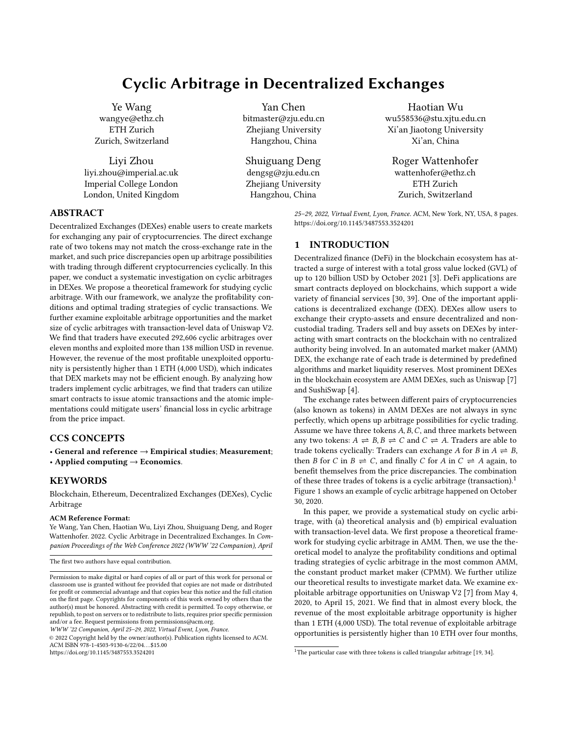# Cyclic Arbitrage in Decentralized Exchanges

Ye Wang
wangye@ethz.ch
ETH Zurich
Zurich, Switzerland

Yan Chen
bitmaster@zju.edu.cn
Zhejiang University
Hangzhou, China

Haotian Wu
wu558536@stu.xjtu.edu.cn
Xi'an Jiaotong University
Xi'an, China

Liyi Zhou
liyi.zhou@imperial.ac.uk
Imperial College London
London, United Kingdom

Shuiguang Deng
dengsg@zju.edu.cn
Zhejiang University
Hangzhou, China

Roger Wattenhofer
wattenhofer@ethz.ch
ETH Zurich
Zurich, Switzerland

## ABSTRACT

Decentralized Exchanges (DEXes) enable users to create markets for exchanging any pair of cryptocurrencies. The direct exchange rate of two tokens may not match the cross-exchange rate in the market, and such price discrepancies open up arbitrage possibilities with trading through different cryptocurrencies cyclically. In this paper, we conduct a systematic investigation on cyclic arbitrages in DEXes. We propose a theoretical framework for studying cyclic arbitrage. With our framework, we analyze the profitability conditions and optimal trading strategies of cyclic transactions. We further examine exploitable arbitrage opportunities and the market size of cyclic arbitrages with transaction-level data of Uniswap V2. We find that traders have executed 292,606 cyclic arbitrages over eleven months and exploited more than 138 million USD in revenue. However, the revenue of the most profitable unexploited opportunity is persistently higher than 1 ETH (4,000 USD), which indicates that DEX markets may not be efficient enough. By analyzing how traders implement cyclic arbitrages, we find that traders can utilize smart contracts to issue atomic transactions and the atomic implementations could mitigate users' financial loss in cyclic arbitrage from the price impact.

## CCS CONCEPTS

• **General and reference** → **Empirical studies**; **Measurement**;
• **Applied computing** → **Economics**.

## KEYWORDS

Blockchain, Ethereum, Decentralized Exchanges (DEXes), Cyclic Arbitrage

**ACM Reference Format:**
Ye Wang, Yan Chen, Haotian Wu, Liyi Zhou, Shuiguang Deng, and Roger Wattenhofer. 2022. Cyclic Arbitrage in Decentralized Exchanges. In *Companion Proceedings of the Web Conference 2022 (WWW '22 Companion), April 25–29, 2022, Virtual Event, Lyon, France.* ACM, New York, NY, USA, 8 pages. https://doi.org/10.1145/3487553.3524201

The first two authors have equal contribution.

Permission to make digital or hard copies of all or part of this work for personal or classroom use is granted without fee provided that copies are not made or distributed for profit or commercial advantage and that copies bear this notice and the full citation on the first page. Copyrights for components of this work owned by others than the author(s) must be honored. Abstracting with credit is permitted. To copy otherwise, or republish, to post on servers or to redistribute to lists, requires prior specific permission and/or a fee. Request permissions from permissions@acm.org.
*WWW '22 Companion, April 25–29, 2022, Virtual Event, Lyon, France.*
© 2022 Copyright held by the owner/author(s). Publication rights licensed to ACM.
ACM ISBN 978-1-4503-9130-6/22/04…$15.00
https://doi.org/10.1145/3487553.3524201

## 1 INTRODUCTION

Decentralized finance (DeFi) in the blockchain ecosystem has attracted a surge of interest with a total gross value locked (GVL) of up to 120 billion USD by October 2021 [3]. DeFi applications are smart contracts deployed on blockchains, which support a wide variety of financial services [30, 39]. One of the important applications is decentralized exchange (DEX). DEXes allow users to exchange their crypto-assets and ensure decentralized and non-custodial trading. Traders sell and buy assets on DEXes by interacting with smart contracts on the blockchain with no centralized authority being involved. In an automated market maker (AMM) DEX, the exchange rate of each trade is determined by predefined algorithms and market liquidity reserves. Most prominent DEXes in the blockchain ecosystem are AMM DEXes, such as Uniswap [7] and SushiSwap [4].

The exchange rates between different pairs of cryptocurrencies (also known as tokens) in AMM DEXes are not always in sync perfectly, which opens up arbitrage possibilities for cyclic trading. Assume we have three tokens $A, B, C$, and three markets between any two tokens: $A \rightleftharpoons B, B \rightleftharpoons C$ and $C \rightleftharpoons A$. Traders are able to trade tokens cyclically: Traders can exchange $A$ for $B$ in $A \rightleftharpoons B$, then $B$ for $C$ in $B \rightleftharpoons C$, and finally $C$ for $A$ in $C \rightleftharpoons A$ again, to benefit themselves from the price discrepancies. The combination of these three trades of tokens is a cyclic arbitrage (transaction).[1] Figure 1 shows an example of cyclic arbitrage happened on October 30, 2020.

In this paper, we provide a systematical study on cyclic arbitrage, with (a) theoretical analysis and (b) empirical evaluation with transaction-level data. We first propose a theoretical framework for studying cyclic arbitrage in AMM. Then, we use the theoretical model to analyze the profitability conditions and optimal trading strategies of cyclic arbitrage in the most common AMM, the constant product market maker (CPMM). We further utilize our theoretical results to investigate market data. We examine exploitable arbitrage opportunities on Uniswap V2 [7] from May 4, 2020, to April 15, 2021. We find that in almost every block, the revenue of the most exploitable arbitrage opportunity is higher than 1 ETH (4,000 USD). The total revenue of exploitable arbitrage opportunities is persistently higher than 10 ETH over four months,

[1] The particular case with three tokens is called triangular arbitrage [19, 34].